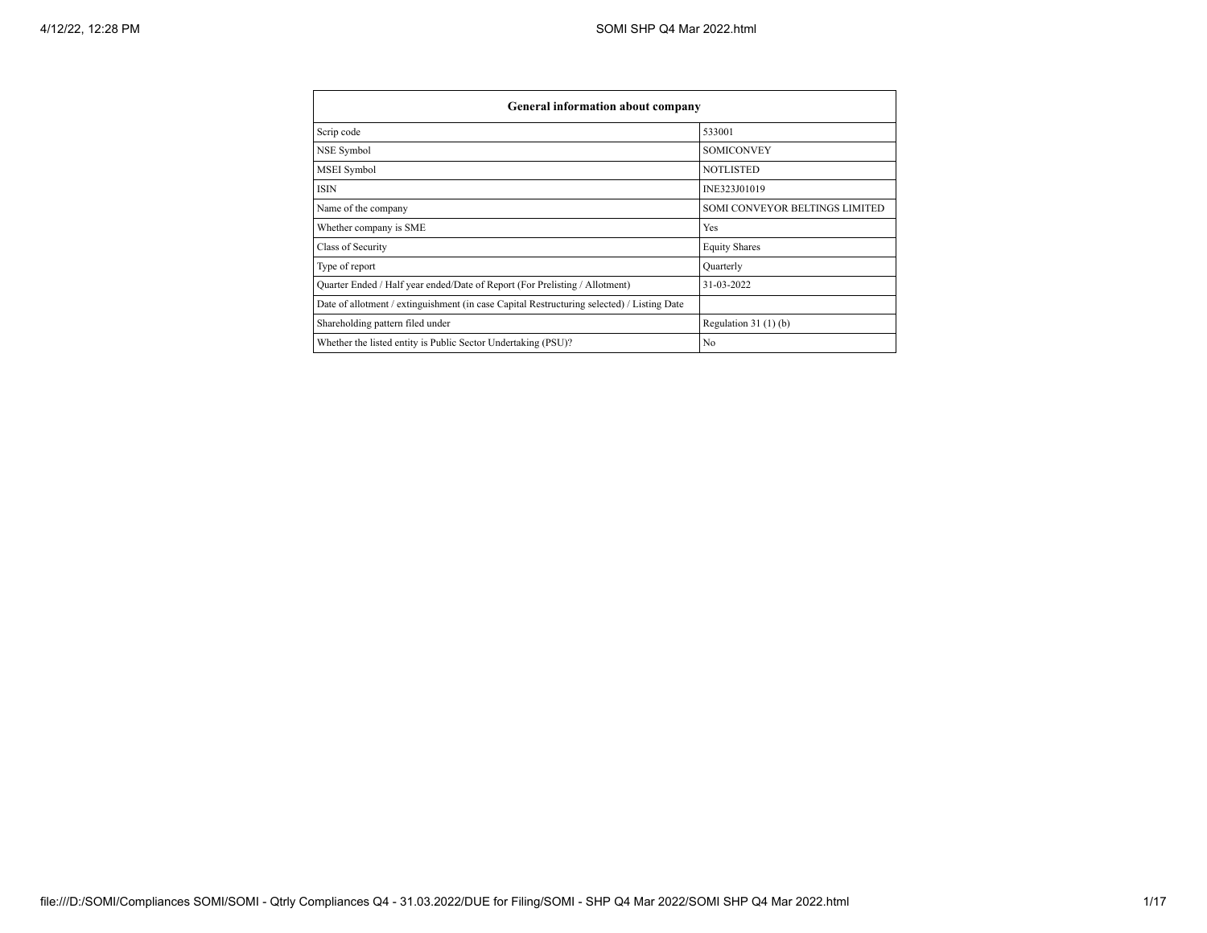| General information about company | |
|---|---|
| Scrip code | 533001 |
| NSE Symbol | SOMICONVEY |
| MSEI Symbol | NOTLISTED |
| ISIN | INE323J01019 |
| Name of the company | SOMI CONVEYOR BELTINGS LIMITED |
| Whether company is SME | Yes |
| Class of Security | Equity Shares |
| Type of report | Quarterly |
| Quarter Ended / Half year ended/Date of Report (For Prelisting / Allotment) | 31-03-2022 |
| Date of allotment / extinguishment (in case Capital Restructuring selected) / Listing Date | |
| Shareholding pattern filed under | Regulation 31 (1) (b) |
| Whether the listed entity is Public Sector Undertaking (PSU)? | No |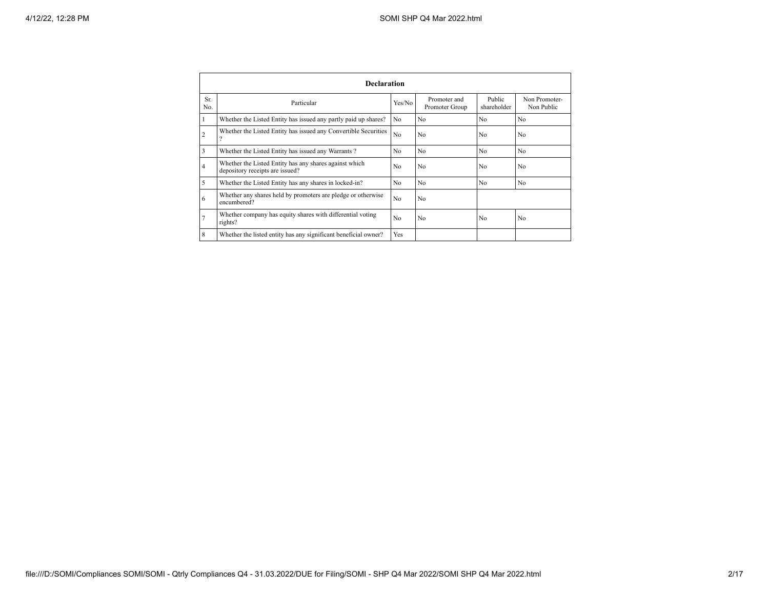| Declaration | | | | | |
|---|---|---|---|---|---|
| Sr. No. | Particular | Yes/No | Promoter and Promoter Group | Public shareholder | Non Promoter- Non Public |
| 1 | Whether the Listed Entity has issued any partly paid up shares? | No | No | No | No |
| 2 | Whether the Listed Entity has issued any Convertible Securities ? | No | No | No | No |
| 3 | Whether the Listed Entity has issued any Warrants ? | No | No | No | No |
| 4 | Whether the Listed Entity has any shares against which depository receipts are issued? | No | No | No | No |
| 5 | Whether the Listed Entity has any shares in locked-in? | No | No | No | No |
| 6 | Whether any shares held by promoters are pledge or otherwise encumbered? | No | No | | |
| 7 | Whether company has equity shares with differential voting rights? | No | No | No | No |
| 8 | Whether the listed entity has any significant beneficial owner? | Yes | | | |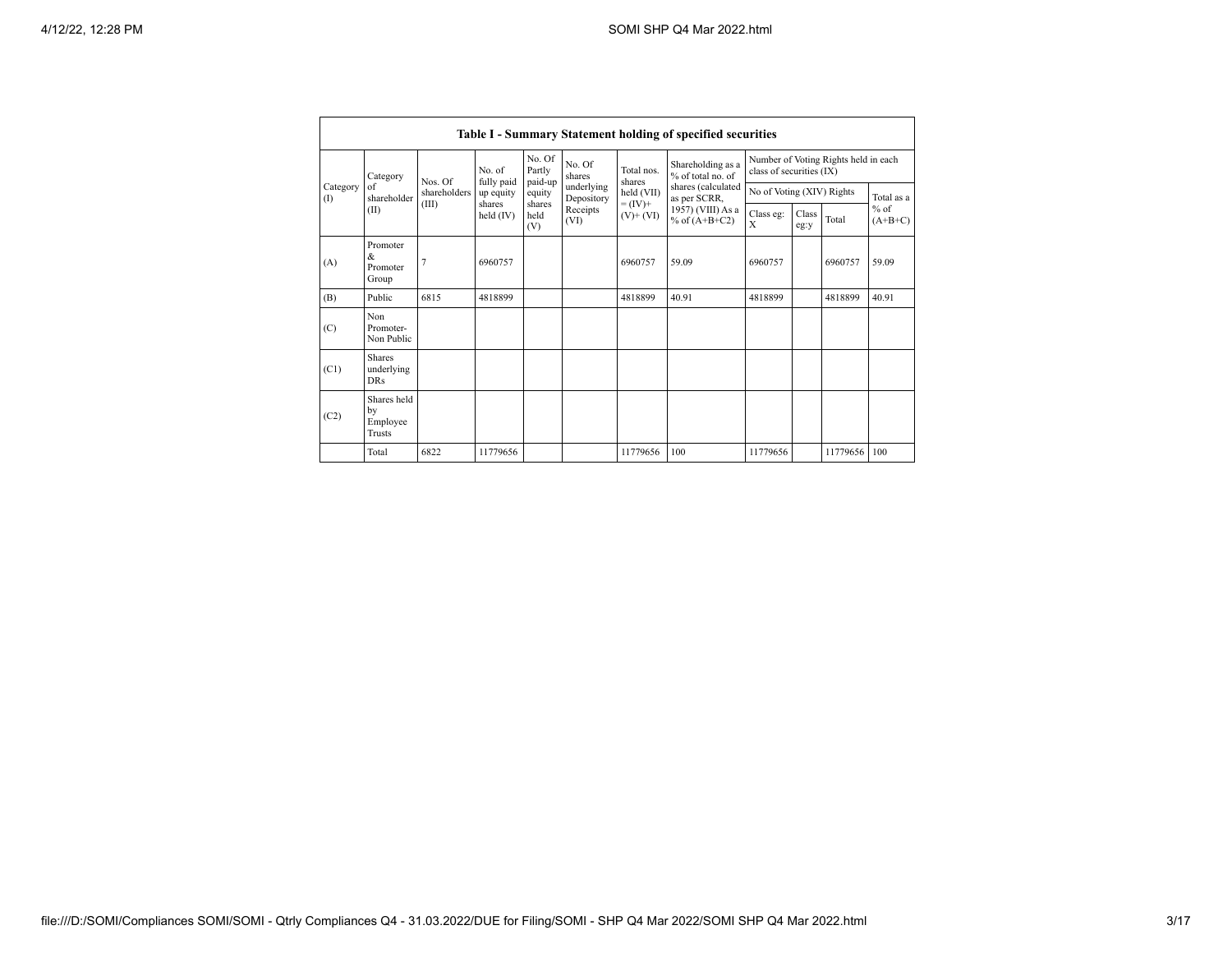| Table I - Summary Statement holding of specified securities | | | | | | | | | | | | |
|---|---|---|---|---|---|---|---|---|---|---|---|---|
| Category (I) | Category of shareholder (II) | Nos. Of shareholders (III) | No. of fully paid up equity shares held (IV) | No. Of Partly paid-up equity shares held (V) | No. Of shares underlying Depository Receipts (VI) | Total nos. shares held (VII) = (IV)+ (V)+ (VI) | Shareholding as a % of total no. of shares (calculated as per SCRR, 1957) (VIII) As a % of (A+B+C2) | Number of Voting Rights held in each class of securities (IX) | | | |
| | | | | | | | | No of Voting (XIV) Rights | | | Total as a % of (A+B+C) |
| | | | | | | | | Class eg: X | Class eg:y | Total | |
| (A) | Promoter & Promoter Group | 7 | 6960757 | | | 6960757 | 59.09 | 6960757 | | 6960757 | 59.09 |
| (B) | Public | 6815 | 4818899 | | | 4818899 | 40.91 | 4818899 | | 4818899 | 40.91 |
| (C) | Non Promoter- Non Public | | | | | | | | | | |
| (C1) | Shares underlying DRs | | | | | | | | | | |
| (C2) | Shares held by Employee Trusts | | | | | | | | | | |
| | Total | 6822 | 11779656 | | | 11779656 | 100 | 11779656 | | 11779656 | 100 |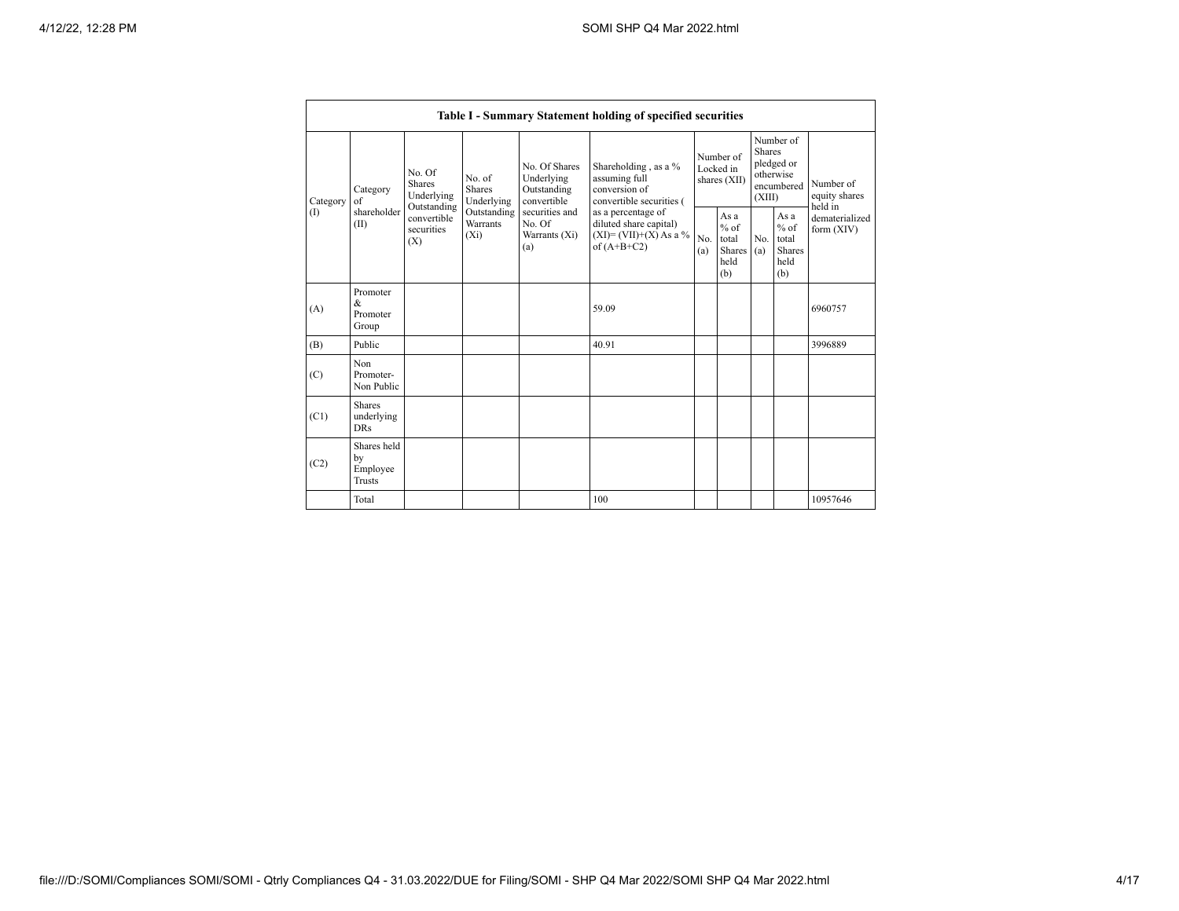| Table I - Summary Statement holding of specified securities | | | | | | | | | | |
|---|---|---|---|---|---|---|---|---|---|---|
| Category (I) | Category of shareholder (II) | No. Of Shares Underlying Outstanding convertible securities (X) | No. of Shares Underlying Outstanding Warrants (Xi) | No. Of Shares Underlying Outstanding convertible securities and No. Of Warrants (Xi) (a) | Shareholding , as a % assuming full conversion of convertible securities ( as a percentage of diluted share capital) (XI)= (VII)+(X) As a % of (A+B+C2) | Number of Locked in shares (XII) | | Number of Shares pledged or otherwise encumbered (XIII) | | Number of equity shares held in dematerialized form (XIV) |
| | | | | | | No. (a) | As a % of total Shares held (b) | No. (a) | As a % of total Shares held (b) | |
| (A) | Promoter & Promoter Group | | | | 59.09 | | | | | 6960757 |
| (B) | Public | | | | 40.91 | | | | | 3996889 |
| (C) | Non Promoter- Non Public | | | | | | | | | |
| (C1) | Shares underlying DRs | | | | | | | | | |
| (C2) | Shares held by Employee Trusts | | | | | | | | | |
| | Total | | | | 100 | | | | | 10957646 |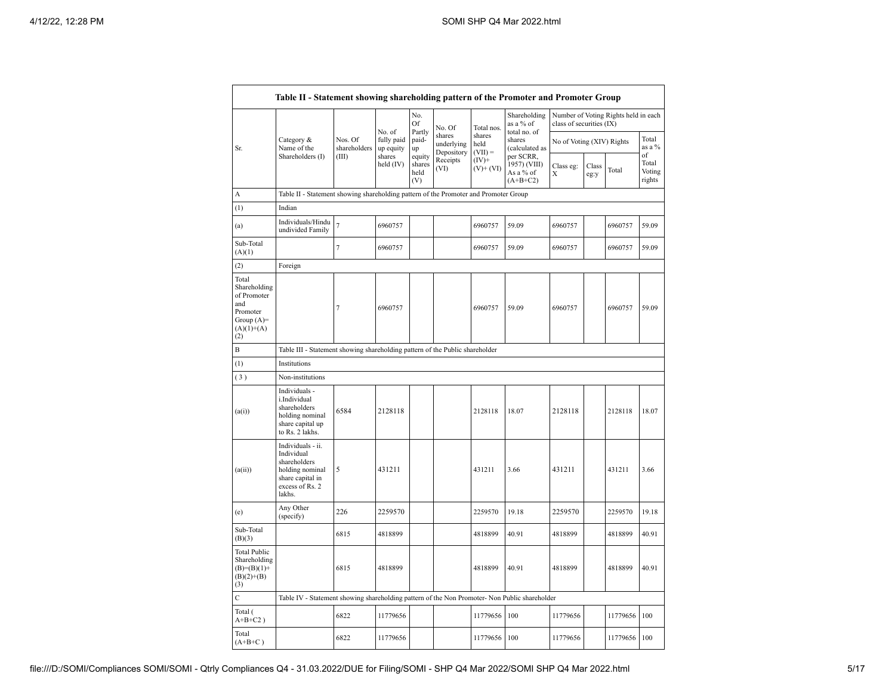| Table II - Statement showing shareholding pattern of the Promoter and Promoter Group | | | | | | | | | | | | |
|---|---|---|---|---|---|---|---|---|---|---|---|---|
| Sr. | Category & Name of the Shareholders (I) | Nos. Of shareholders (III) | No. of fully paid up equity shares held (IV) | No. Of Partly paid-up equity shares held (V) | No. Of shares underlying Depository Receipts (VI) | Total nos. shares held (VII) = (IV)+(V)+ (VI) | Shareholding as a % of total no. of shares (calculated as per SCRR, 1957) (VIII) As a % of (A+B+C2) | Number of Voting Rights held in each class of securities (IX) | | | |
| | | | | | | | | No of Voting (XIV) Rights | | | Total as a % of Total Voting rights |
| | | | | | | | | Class eg: X | Class eg:y | Total | |
| A | Table II - Statement showing shareholding pattern of the Promoter and Promoter Group | | | | | | | | | | |
| (1) | Indian | | | | | | | | | | |
| (a) | Individuals/Hindu undivided Family | 7 | 6960757 | | | 6960757 | 59.09 | 6960757 | | 6960757 | 59.09 |
| Sub-Total (A)(1) | | 7 | 6960757 | | | 6960757 | 59.09 | 6960757 | | 6960757 | 59.09 |
| (2) | Foreign | | | | | | | | | | |
| Total Shareholding of Promoter and Promoter Group (A)=(A)(1)+(A)(2) | | 7 | 6960757 | | | 6960757 | 59.09 | 6960757 | | 6960757 | 59.09 |
| B | Table III - Statement showing shareholding pattern of the Public shareholder | | | | | | | | | | |
| (1) | Institutions | | | | | | | | | | |
| (3) | Non-institutions | | | | | | | | | | |
| (a(i)) | Individuals - i.Individual shareholders holding nominal share capital up to Rs. 2 lakhs. | 6584 | 2128118 | | | 2128118 | 18.07 | 2128118 | | 2128118 | 18.07 |
| (a(ii)) | Individuals - ii. Individual shareholders holding nominal share capital in excess of Rs. 2 lakhs. | 5 | 431211 | | | 431211 | 3.66 | 431211 | | 431211 | 3.66 |
| (e) | Any Other (specify) | 226 | 2259570 | | | 2259570 | 19.18 | 2259570 | | 2259570 | 19.18 |
| Sub-Total (B)(3) | | 6815 | 4818899 | | | 4818899 | 40.91 | 4818899 | | 4818899 | 40.91 |
| Total Public Shareholding (B)=(B)(1)+(B)(2)+(B)(3) | | 6815 | 4818899 | | | 4818899 | 40.91 | 4818899 | | 4818899 | 40.91 |
| C | Table IV - Statement showing shareholding pattern of the Non Promoter- Non Public shareholder | | | | | | | | | | |
| Total ( A+B+C2 ) | | 6822 | 11779656 | | | 11779656 | 100 | 11779656 | | 11779656 | 100 |
| Total (A+B+C ) | | 6822 | 11779656 | | | 11779656 | 100 | 11779656 | | 11779656 | 100 |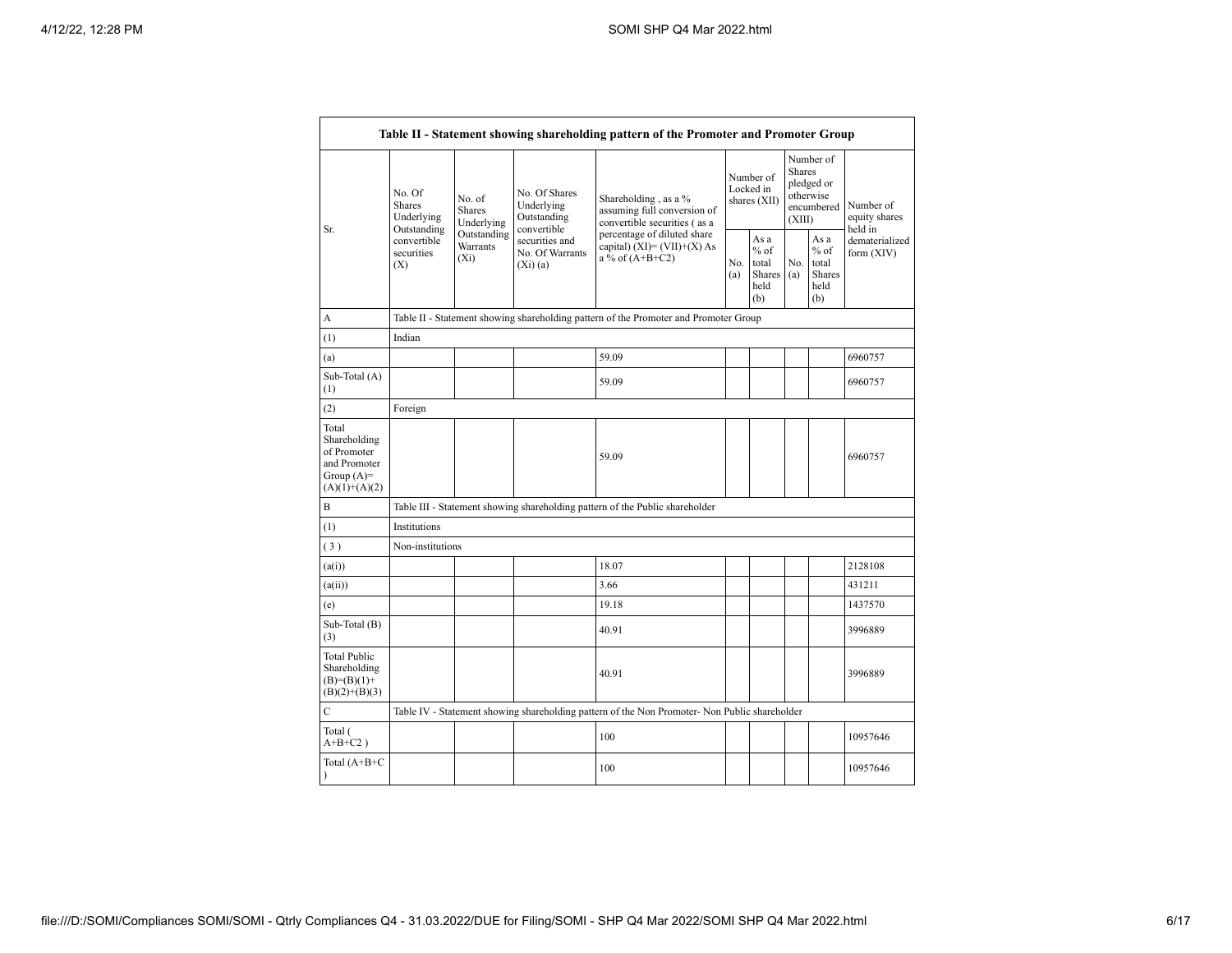| Table II - Statement showing shareholding pattern of the Promoter and Promoter Group | | | | | | | | | |
|---|---|---|---|---|---|---|---|---|---|
| Sr. | No. Of Shares Underlying Outstanding convertible securities (X) | No. of Shares Underlying Outstanding Warrants (Xi) | No. Of Shares Underlying Outstanding convertible securities and No. Of Warrants (Xi) (a) | Shareholding , as a % assuming full conversion of convertible securities ( as a percentage of diluted share capital) (XI)= (VII)+(X) As a % of (A+B+C2) | Number of Locked in shares (XII) | | Number of Shares pledged or otherwise encumbered (XIII) | | Number of equity shares held in dematerialized form (XIV) |
| | | | | | No. (a) | As a % of total Shares held (b) | No. (a) | As a % of total Shares held (b) | |
| A | Table II - Statement showing shareholding pattern of the Promoter and Promoter Group | | | | | | | | |
| (1) | Indian | | | | | | | | |
| (a) | | | | 59.09 | | | | | 6960757 |
| Sub-Total (A) (1) | | | | 59.09 | | | | | 6960757 |
| (2) | Foreign | | | | | | | | |
| Total Shareholding of Promoter and Promoter Group (A)= (A)(1)+(A)(2) | | | | 59.09 | | | | | 6960757 |
| B | Table III - Statement showing shareholding pattern of the Public shareholder | | | | | | | | |
| (1) | Institutions | | | | | | | | |
| ( 3 ) | Non-institutions | | | | | | | | |
| (a(i)) | | | | 18.07 | | | | | 2128108 |
| (a(ii)) | | | | 3.66 | | | | | 431211 |
| (e) | | | | 19.18 | | | | | 1437570 |
| Sub-Total (B) (3) | | | | 40.91 | | | | | 3996889 |
| Total Public Shareholding (B)=(B)(1)+ (B)(2)+(B)(3) | | | | 40.91 | | | | | 3996889 |
| C | Table IV - Statement showing shareholding pattern of the Non Promoter- Non Public shareholder | | | | | | | | |
| Total ( A+B+C2 ) | | | | 100 | | | | | 10957646 |
| Total (A+B+C ) | | | | 100 | | | | | 10957646 |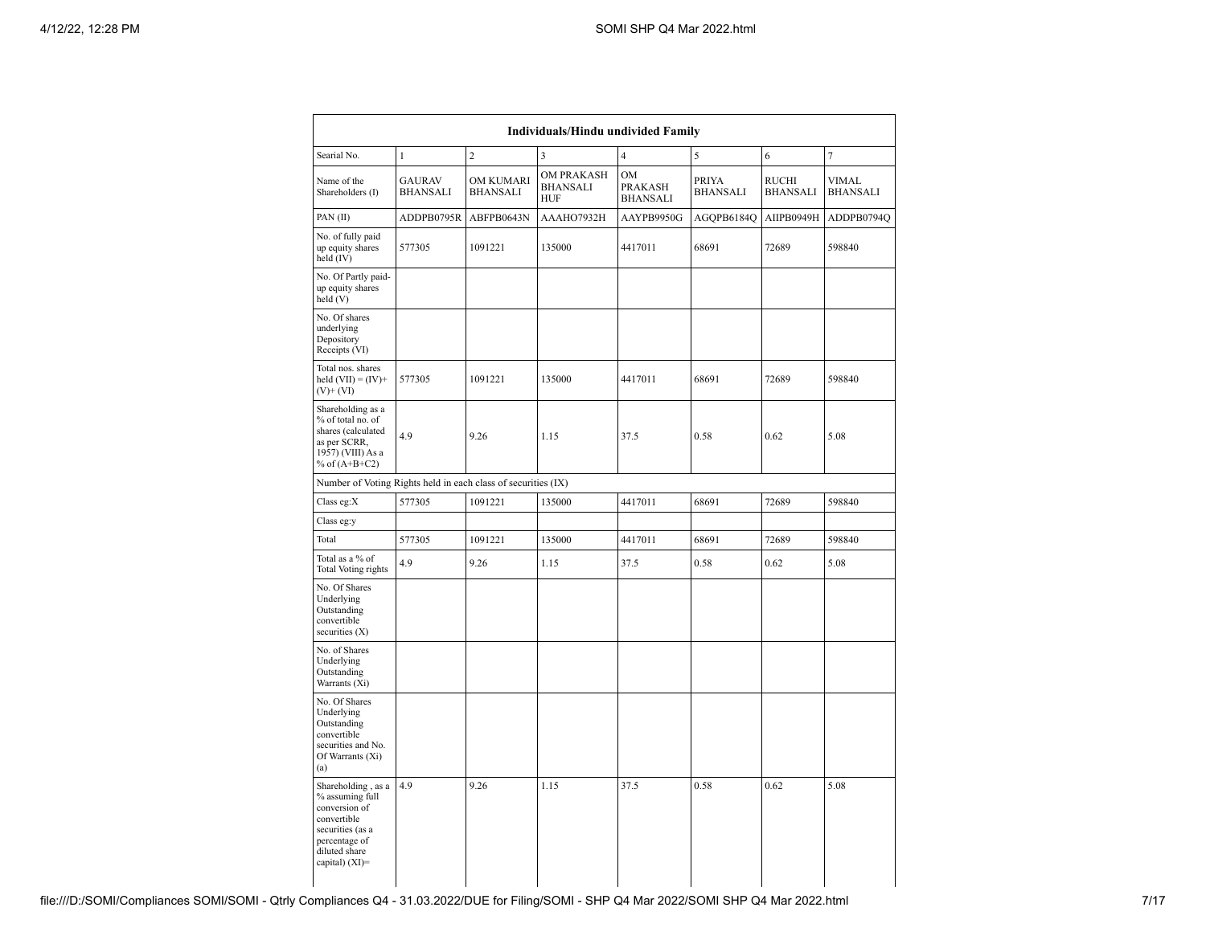| Individuals/Hindu undivided Family | | | | | | | |
|---|---|---|---|---|---|---|---|
| Searial No. | 1 | 2 | 3 | 4 | 5 | 6 | 7 |
| Name of the Shareholders (I) | GAURAV BHANSALI | OM KUMARI BHANSALI | OM PRAKASH BHANSALI HUF | OM PRAKASH BHANSALI | PRIYA BHANSALI | RUCHI BHANSALI | VIMAL BHANSALI |
| PAN (II) | ADDPB0795R | ABFPB0643N | AAAHO7932H | AAYPB9950G | AGQPB6184Q | AIIPB0949H | ADDPB0794Q |
| No. of fully paid up equity shares held (IV) | 577305 | 1091221 | 135000 | 4417011 | 68691 | 72689 | 598840 |
| No. Of Partly paid-up equity shares held (V) | | | | | | | |
| No. Of shares underlying Depository Receipts (VI) | | | | | | | |
| Total nos. shares held (VII) = (IV)+ (V)+ (VI) | 577305 | 1091221 | 135000 | 4417011 | 68691 | 72689 | 598840 |
| Shareholding as a % of total no. of shares (calculated as per SCRR, 1957) (VIII) As a % of (A+B+C2) | 4.9 | 9.26 | 1.15 | 37.5 | 0.58 | 0.62 | 5.08 |
| Number of Voting Rights held in each class of securities (IX) | | | | | | | |
| Class eg:X | 577305 | 1091221 | 135000 | 4417011 | 68691 | 72689 | 598840 |
| Class eg:y | | | | | | | |
| Total | 577305 | 1091221 | 135000 | 4417011 | 68691 | 72689 | 598840 |
| Total as a % of Total Voting rights | 4.9 | 9.26 | 1.15 | 37.5 | 0.58 | 0.62 | 5.08 |
| No. Of Shares Underlying Outstanding convertible securities (X) | | | | | | | |
| No. of Shares Underlying Outstanding Warrants (Xi) | | | | | | | |
| No. Of Shares Underlying Outstanding convertible securities and No. Of Warrants (Xi) (a) | | | | | | | |
| Shareholding , as a % assuming full conversion of convertible securities (as a percentage of diluted share capital) (XI)= | 4.9 | 9.26 | 1.15 | 37.5 | 0.58 | 0.62 | 5.08 |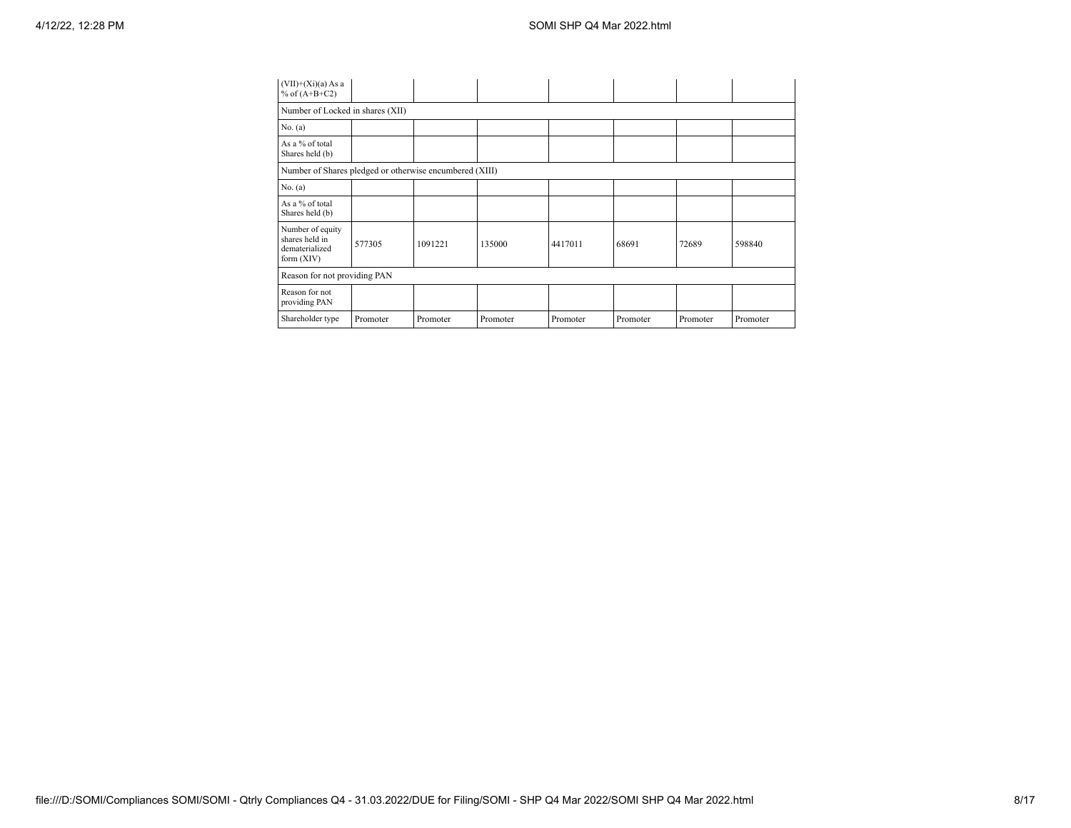| (VII)+(Xi)(a) As a % of (A+B+C2) | | | | | | | |
|---|---|---|---|---|---|---|---|
| Number of Locked in shares (XII) | | | | | | | |
| No. (a) | | | | | | | |
| As a % of total Shares held (b) | | | | | | | |
| Number of Shares pledged or otherwise encumbered (XIII) | | | | | | | |
| No. (a) | | | | | | | |
| As a % of total Shares held (b) | | | | | | | |
| Number of equity shares held in dematerialized form (XIV) | 577305 | 1091221 | 135000 | 4417011 | 68691 | 72689 | 598840 |
| Reason for not providing PAN | | | | | | | |
| Reason for not providing PAN | | | | | | | |
| Shareholder type | Promoter | Promoter | Promoter | Promoter | Promoter | Promoter | Promoter |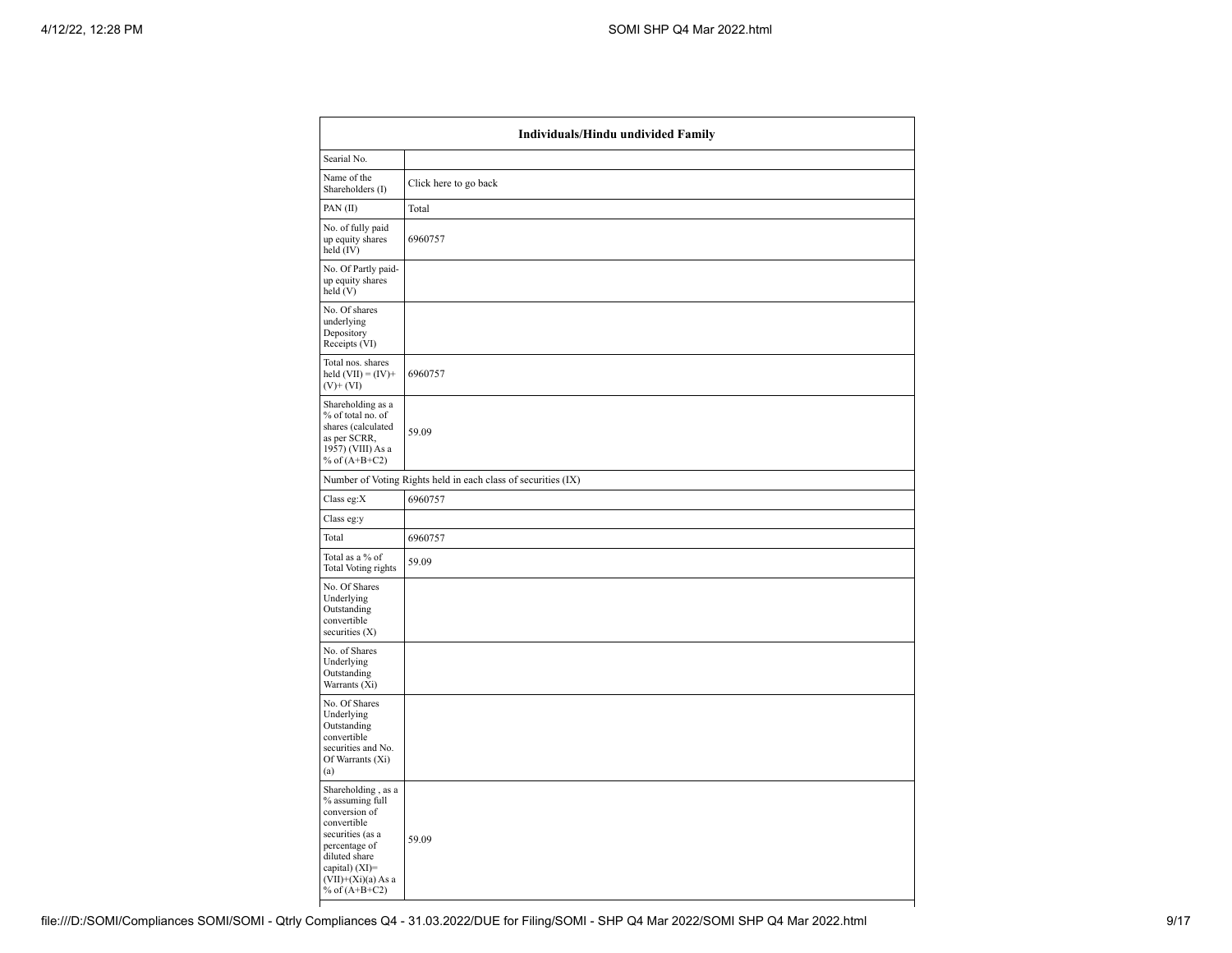| Individuals/Hindu undivided Family | |
|---|---|
| Searial No. | |
| Name of the Shareholders (I) | Click here to go back |
| PAN (II) | Total |
| No. of fully paid up equity shares held (IV) | 6960757 |
| No. Of Partly paid-up equity shares held (V) | |
| No. Of shares underlying Depository Receipts (VI) | |
| Total nos. shares held (VII) = (IV)+ (V)+ (VI) | 6960757 |
| Shareholding as a % of total no. of shares (calculated as per SCRR, 1957) (VIII) As a % of (A+B+C2) | 59.09 |
| Number of Voting Rights held in each class of securities (IX) | |
| Class eg:X | 6960757 |
| Class eg:y | |
| Total | 6960757 |
| Total as a % of Total Voting rights | 59.09 |
| No. Of Shares Underlying Outstanding convertible securities (X) | |
| No. of Shares Underlying Outstanding Warrants (Xi) | |
| No. Of Shares Underlying Outstanding convertible securities and No. Of Warrants (Xi) (a) | |
| Shareholding , as a % assuming full conversion of convertible securities (as a percentage of diluted share capital) (XI)= (VII)+(Xi)(a) As a % of (A+B+C2) | 59.09 |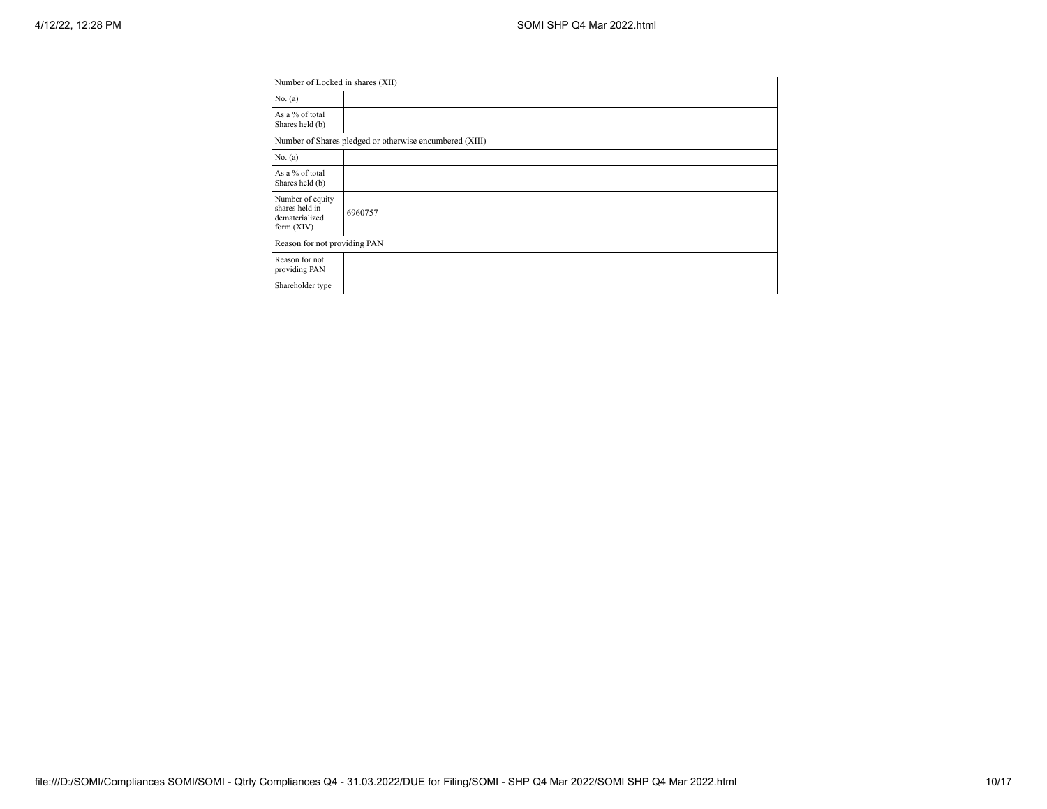| Number of Locked in shares (XII) | |
|---|---|
| No. (a) | |
| As a % of total Shares held (b) | |
| Number of Shares pledged or otherwise encumbered (XIII) | |
| No. (a) | |
| As a % of total Shares held (b) | |
| Number of equity shares held in dematerialized form (XIV) | 6960757 |
| Reason for not providing PAN | |
| Reason for not providing PAN | |
| Shareholder type | |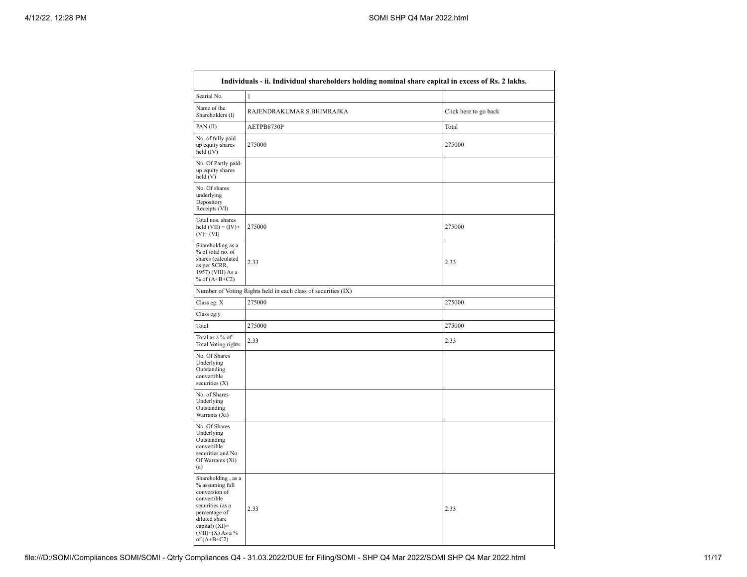| Individuals - ii. Individual shareholders holding nominal share capital in excess of Rs. 2 lakhs. | | |
|---|---|---|
| Searial No. | 1 | |
| Name of the Shareholders (I) | RAJENDRAKUMAR S BHIMRAJKA | Click here to go back |
| PAN (II) | AETPB8730P | Total |
| No. of fully paid up equity shares held (IV) | 275000 | 275000 |
| No. Of Partly paid-up equity shares held (V) | | |
| No. Of shares underlying Depository Receipts (VI) | | |
| Total nos. shares held (VII) = (IV)+(V)+ (VI) | 275000 | 275000 |
| Shareholding as a % of total no. of shares (calculated as per SCRR, 1957) (VIII) As a % of (A+B+C2) | 2.33 | 2.33 |
| Number of Voting Rights held in each class of securities (IX) | | |
| Class eg: X | 275000 | 275000 |
| Class eg:y | | |
| Total | 275000 | 275000 |
| Total as a % of Total Voting rights | 2.33 | 2.33 |
| No. Of Shares Underlying Outstanding convertible securities (X) | | |
| No. of Shares Underlying Outstanding Warrants (Xi) | | |
| No. Of Shares Underlying Outstanding convertible securities and No. Of Warrants (Xi) (a) | | |
| Shareholding , as a % assuming full conversion of convertible securities (as a percentage of diluted share capital) (XI)= (VII)+(X) As a % of (A+B+C2) | 2.33 | 2.33 |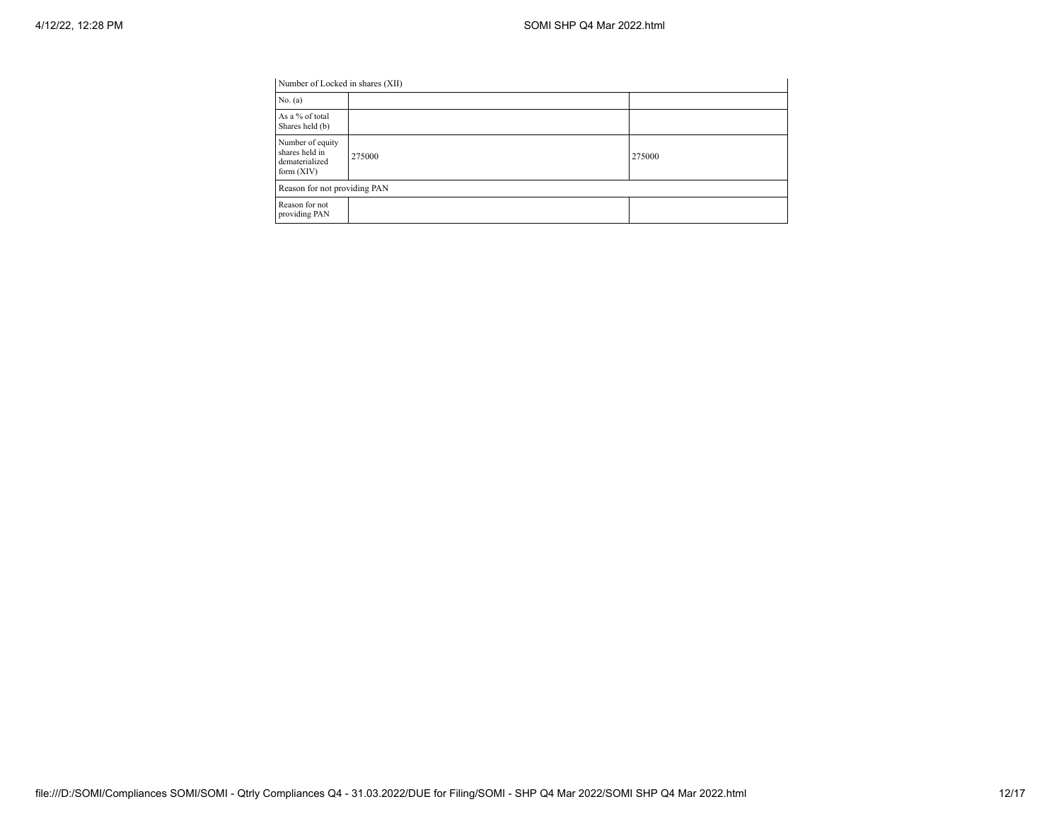| Number of Locked in shares (XII) | | |
|---|---|---|
| No. (a) | | |
| As a % of total Shares held (b) | | |
| Number of equity shares held in dematerialized form (XIV) | 275000 | 275000 |
| Reason for not providing PAN | | |
| Reason for not providing PAN | | |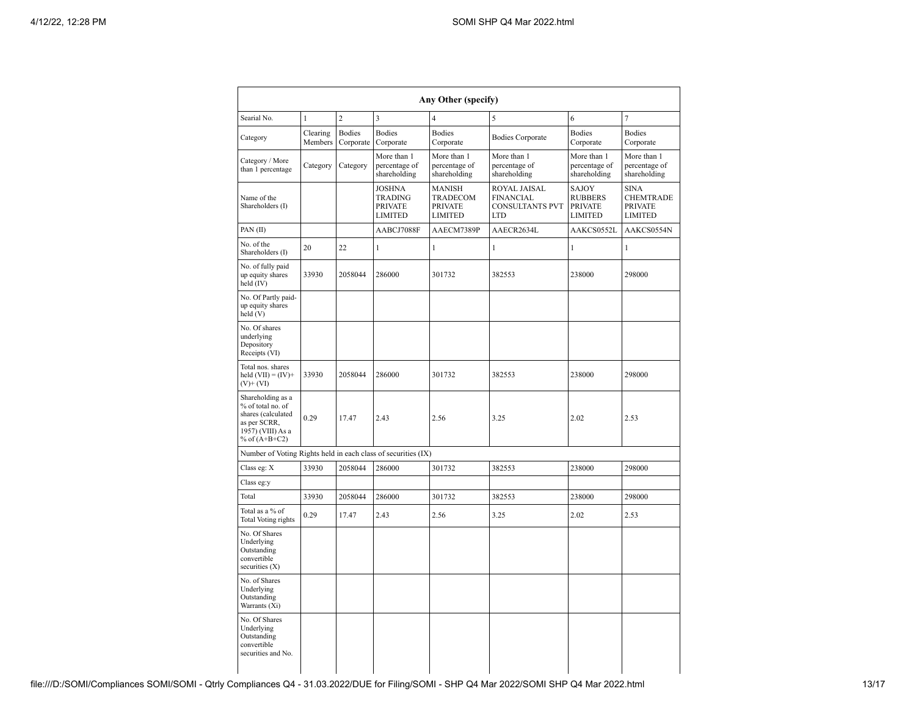| Any Other (specify) | | | | | | | |
|---|---|---|---|---|---|---|---|
| Searial No. | 1 | 2 | 3 | 4 | 5 | 6 | 7 |
| Category | Clearing Members | Bodies Corporate | Bodies Corporate | Bodies Corporate | Bodies Corporate | Bodies Corporate | Bodies Corporate |
| Category / More than 1 percentage | Category | Category | More than 1 percentage of shareholding | More than 1 percentage of shareholding | More than 1 percentage of shareholding | More than 1 percentage of shareholding | More than 1 percentage of shareholding |
| Name of the Shareholders (I) | | | JOSHNA TRADING PRIVATE LIMITED | MANISH TRADECOM PRIVATE LIMITED | ROYAL JAISAL FINANCIAL CONSULTANTS PVT LTD | SAJOY RUBBERS PRIVATE LIMITED | SINA CHEMTRADE PRIVATE LIMITED |
| PAN (II) | | | AABCJ7088F | AAECM7389P | AAECR2634L | AAKCS0552L | AAKCS0554N |
| No. of the Shareholders (I) | 20 | 22 | 1 | 1 | 1 | 1 | 1 |
| No. of fully paid up equity shares held (IV) | 33930 | 2058044 | 286000 | 301732 | 382553 | 238000 | 298000 |
| No. Of Partly paid-up equity shares held (V) | | | | | | | |
| No. Of shares underlying Depository Receipts (VI) | | | | | | | |
| Total nos. shares held (VII) = (IV)+ (V)+ (VI) | 33930 | 2058044 | 286000 | 301732 | 382553 | 238000 | 298000 |
| Shareholding as a % of total no. of shares (calculated as per SCRR, 1957) (VIII) As a % of (A+B+C2) | 0.29 | 17.47 | 2.43 | 2.56 | 3.25 | 2.02 | 2.53 |
| Number of Voting Rights held in each class of securities (IX) | | | | | | | |
| Class eg: X | 33930 | 2058044 | 286000 | 301732 | 382553 | 238000 | 298000 |
| Class eg:y | | | | | | | |
| Total | 33930 | 2058044 | 286000 | 301732 | 382553 | 238000 | 298000 |
| Total as a % of Total Voting rights | 0.29 | 17.47 | 2.43 | 2.56 | 3.25 | 2.02 | 2.53 |
| No. Of Shares Underlying Outstanding convertible securities (X) | | | | | | | |
| No. of Shares Underlying Outstanding Warrants (Xi) | | | | | | | |
| No. Of Shares Underlying Outstanding convertible securities and No. | | | | | | | |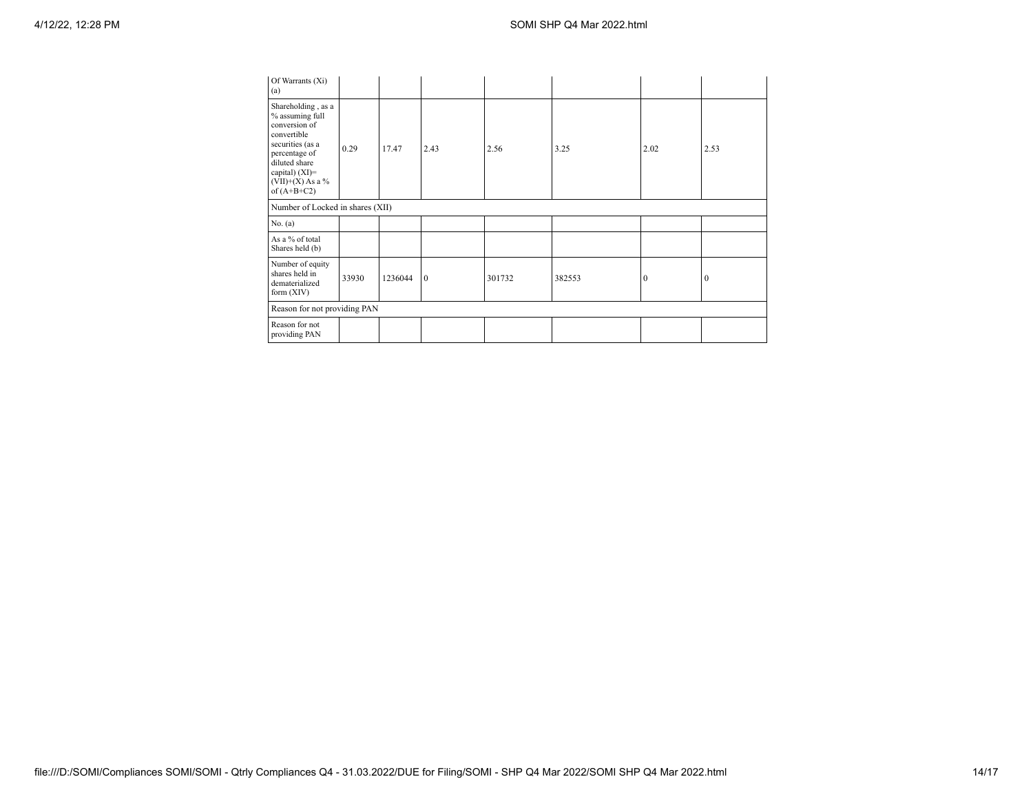| Of Warrants (Xi) (a) | | | | | | | |
|---|---|---|---|---|---|---|---|
| Shareholding , as a % assuming full conversion of convertible securities (as a percentage of diluted share capital) (XI)= (VII)+(X) As a % of (A+B+C2) | 0.29 | 17.47 | 2.43 | 2.56 | 3.25 | 2.02 | 2.53 |
| Number of Locked in shares (XII) | | | | | | | |
| No. (a) | | | | | | | |
| As a % of total Shares held (b) | | | | | | | |
| Number of equity shares held in dematerialized form (XIV) | 33930 | 1236044 | 0 | 301732 | 382553 | 0 | 0 |
| Reason for not providing PAN | | | | | | | |
| Reason for not providing PAN | | | | | | | |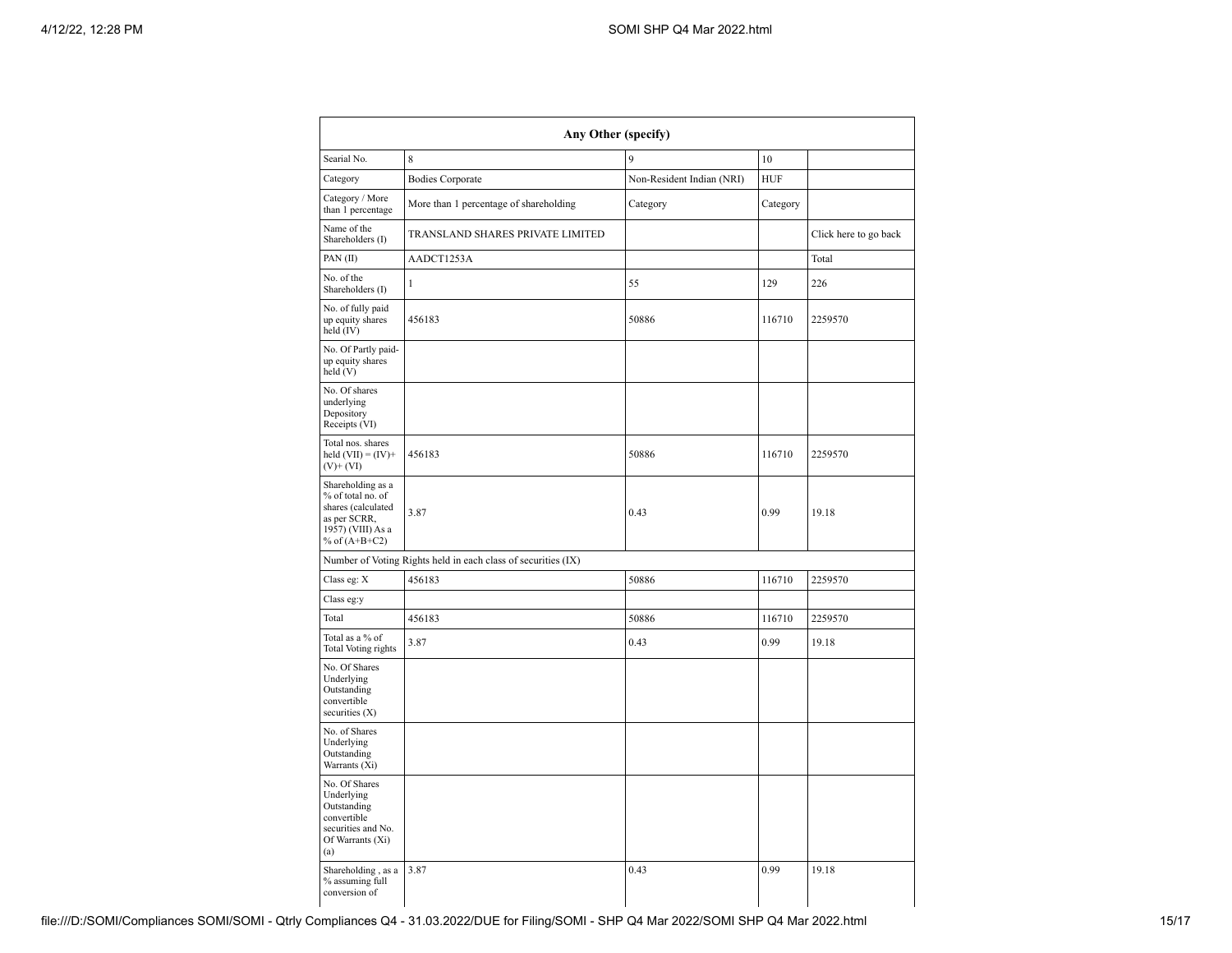| Any Other (specify) | | | | |
|---|---|---|---|---|
| Searial No. | 8 | 9 | 10 | |
| Category | Bodies Corporate | Non-Resident Indian (NRI) | HUF | |
| Category / More than 1 percentage | More than 1 percentage of shareholding | Category | Category | |
| Name of the Shareholders (I) | TRANSLAND SHARES PRIVATE LIMITED | | | Click here to go back |
| PAN (II) | AADCT1253A | | | Total |
| No. of the Shareholders (I) | 1 | 55 | 129 | 226 |
| No. of fully paid up equity shares held (IV) | 456183 | 50886 | 116710 | 2259570 |
| No. Of Partly paid-up equity shares held (V) | | | | |
| No. Of shares underlying Depository Receipts (VI) | | | | |
| Total nos. shares held (VII) = (IV)+ (V)+ (VI) | 456183 | 50886 | 116710 | 2259570 |
| Shareholding as a % of total no. of shares (calculated as per SCRR, 1957) (VIII) As a % of (A+B+C2) | 3.87 | 0.43 | 0.99 | 19.18 |
| Number of Voting Rights held in each class of securities (IX) | | | | |
| Class eg: X | 456183 | 50886 | 116710 | 2259570 |
| Class eg:y | | | | |
| Total | 456183 | 50886 | 116710 | 2259570 |
| Total as a % of Total Voting rights | 3.87 | 0.43 | 0.99 | 19.18 |
| No. Of Shares Underlying Outstanding convertible securities (X) | | | | |
| No. of Shares Underlying Outstanding Warrants (Xi) | | | | |
| No. Of Shares Underlying Outstanding convertible securities and No. Of Warrants (Xi) (a) | | | | |
| Shareholding , as a % assuming full conversion of | 3.87 | 0.43 | 0.99 | 19.18 |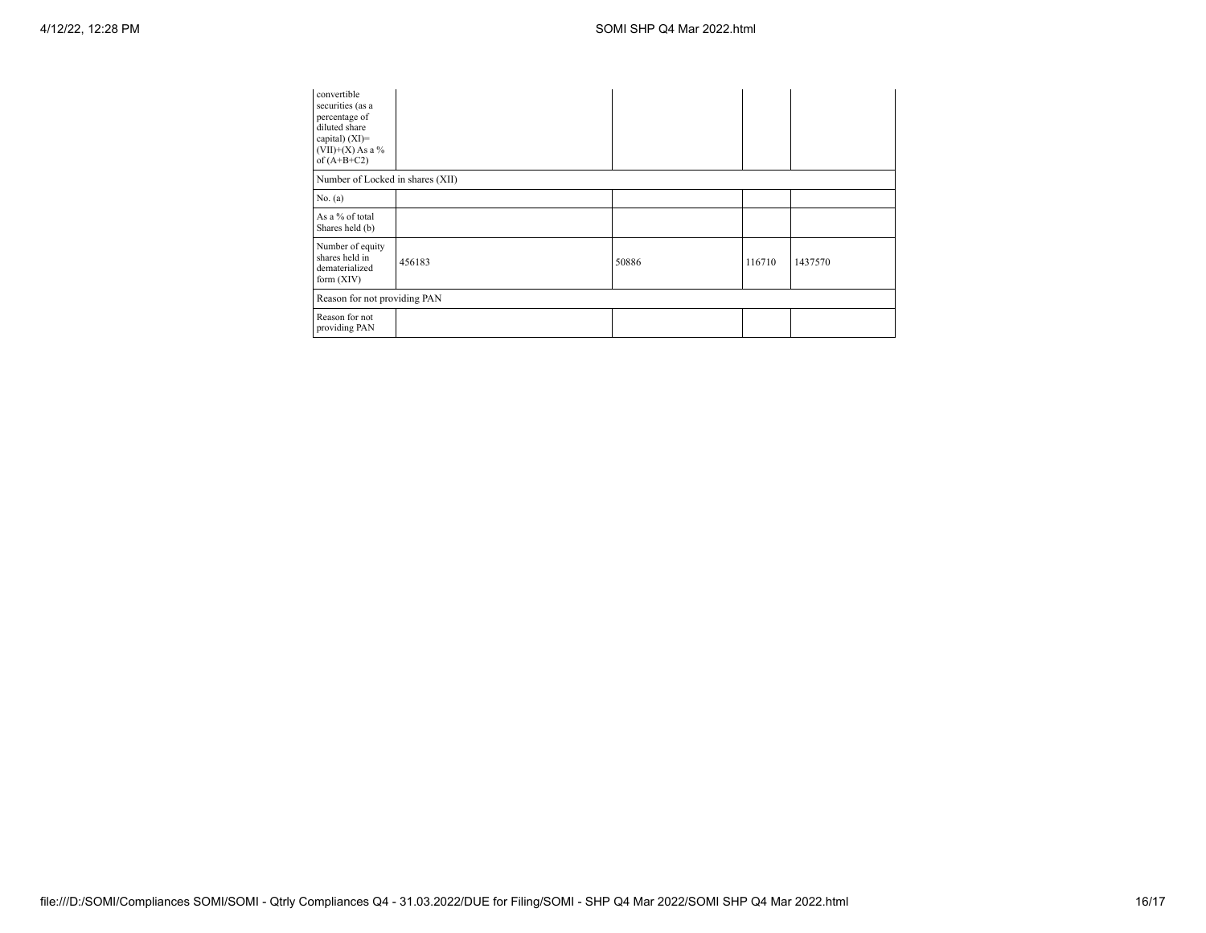| convertible securities (as a percentage of diluted share capital) (XI)= (VII)+(X) As a % of (A+B+C2) | | | | |
|---|---|---|---|---|
| Number of Locked in shares (XII) | | | | |
| No. (a) | | | | |
| As a % of total Shares held (b) | | | | |
| Number of equity shares held in dematerialized form (XIV) | 456183 | 50886 | 116710 | 1437570 |
| Reason for not providing PAN | | | | |
| Reason for not providing PAN | | | | |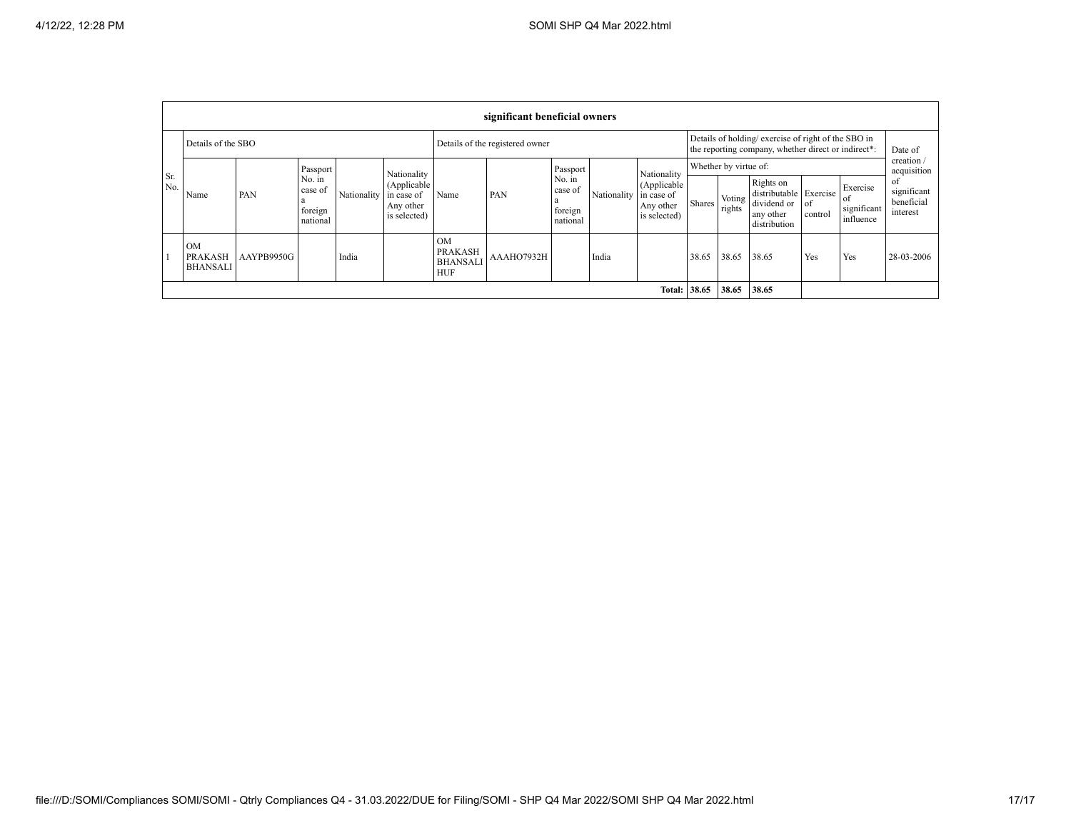| significant beneficial owners | | | | | | | | | | | | | | | | |
|---|---|---|---|---|---|---|---|---|---|---|---|---|---|---|---|---|
| Sr. No. | Details of the SBO | | | | | Details of the registered owner | | | | | Details of holding/ exercise of right of the SBO in the reporting company, whether direct or indirect*: | | | | | Date of creation / acquisition of significant beneficial interest |
| | | | | | | | | | | | Whether by virtue of: | | | | | |
| | Name | PAN | Passport No. in case of a foreign national | Nationality | Nationality (Applicable in case of Any other is selected) | Name | PAN | Passport No. in case of a foreign national | Nationality | Nationality (Applicable in case of Any other is selected) | Shares | Voting rights | Rights on distributable dividend or any other distribution | Exercise of control | Exercise of significant influence | |
| 1 | OM PRAKASH BHANSALI | AAYPB9950G | | India | | OM PRAKASH BHANSALI HUF | AAAHO7932H | | India | | 38.65 | 38.65 | 38.65 | Yes | Yes | 28-03-2006 |
| | | | | | | | | | | **Total:** | **38.65** | **38.65** | **38.65** | | | |